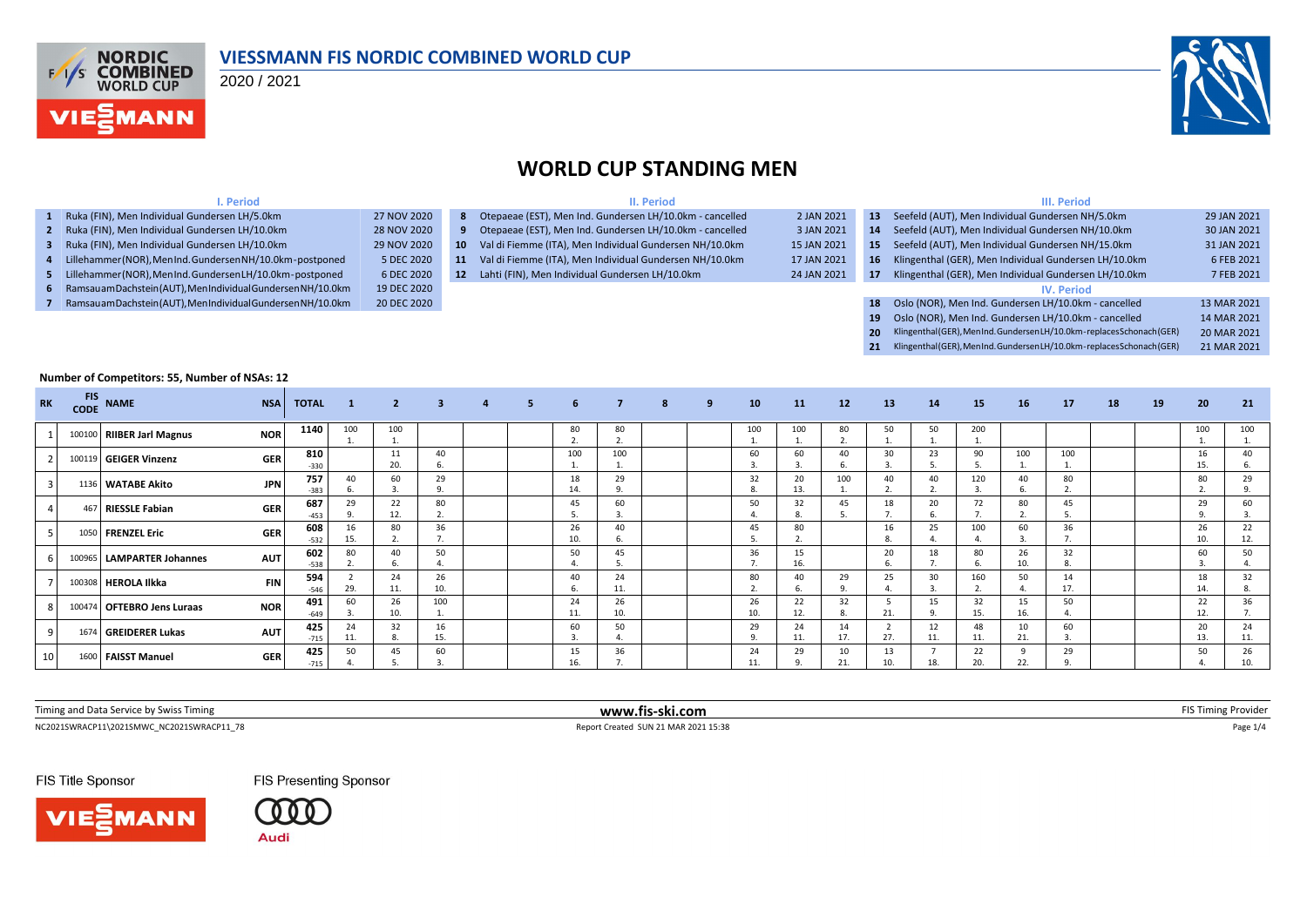# VIESSMANN FIS NORDIC COMBINED WORLD CUP

2020 / 2021

## WORLD CUP STANDING MEN

### I. Period

| # | Competition | Date |
|---|---|---|
| 1 | Ruka (FIN), Men Individual Gundersen LH/5.0km | 27 NOV 2020 |
| 2 | Ruka (FIN), Men Individual Gundersen LH/10.0km | 28 NOV 2020 |
| 3 | Ruka (FIN), Men Individual Gundersen LH/10.0km | 29 NOV 2020 |
| 4 | Lillehammer(NOR),MenInd.GundersenNH/10.0km-postponed | 5 DEC 2020 |
| 5 | Lillehammer(NOR),MenInd.GundersenLH/10.0km-postponed | 6 DEC 2020 |
| 6 | RamsauamDachstein(AUT),MenIndividualGundersenNH/10.0km | 19 DEC 2020 |
| 7 | RamsauamDachstein(AUT),MenIndividualGundersenNH/10.0km | 20 DEC 2020 |

### II. Period

| # | Competition | Date |
|---|---|---|
| 8 | Otepaeae (EST), Men Ind. Gundersen LH/10.0km - cancelled | 2 JAN 2021 |
| 9 | Otepaeae (EST), Men Ind. Gundersen LH/10.0km - cancelled | 3 JAN 2021 |
| 10 | Val di Fiemme (ITA), Men Individual Gundersen NH/10.0km | 15 JAN 2021 |
| 11 | Val di Fiemme (ITA), Men Individual Gundersen NH/10.0km | 17 JAN 2021 |
| 12 | Lahti (FIN), Men Individual Gundersen LH/10.0km | 24 JAN 2021 |

### III. Period

| # | Competition | Date |
|---|---|---|
| 13 | Seefeld (AUT), Men Individual Gundersen NH/5.0km | 29 JAN 2021 |
| 14 | Seefeld (AUT), Men Individual Gundersen NH/10.0km | 30 JAN 2021 |
| 15 | Seefeld (AUT), Men Individual Gundersen NH/15.0km | 31 JAN 2021 |
| 16 | Klingenthal (GER), Men Individual Gundersen LH/10.0km | 6 FEB 2021 |
| 17 | Klingenthal (GER), Men Individual Gundersen LH/10.0km | 7 FEB 2021 |

### IV. Period

| # | Competition | Date |
|---|---|---|
| 18 | Oslo (NOR), Men Ind. Gundersen LH/10.0km - cancelled | 13 MAR 2021 |
| 19 | Oslo (NOR), Men Ind. Gundersen LH/10.0km - cancelled | 14 MAR 2021 |
| 20 | Klingenthal(GER),MenInd.GundersenLH/10.0km-replacesSchonach(GER) | 20 MAR 2021 |
| 21 | Klingenthal(GER),MenInd.GundersenLH/10.0km-replacesSchonach(GER) | 21 MAR 2021 |

**Number of Competitors: 55, Number of NSAs: 12**

| RK | FIS CODE | NAME | NSA | TOTAL | 1 | 2 | 3 | 4 | 5 | 6 | 7 | 8 | 9 | 10 | 11 | 12 | 13 | 14 | 15 | 16 | 17 | 18 | 19 | 20 | 21 |
|---|---|---|---|---|---|---|---|---|---|---|---|---|---|---|---|---|---|---|---|---|---|---|---|---|---|
| 1 | 100100 | RIIBER Jarl Magnus | NOR | 1140 | 100 1. | 100 1. | | | | 80 2. | 80 2. | | | 100 1. | 100 1. | 80 2. | 50 1. | 50 1. | 200 1. | | | | | 100 1. | 100 1. |
| 2 | 100119 | GEIGER Vinzenz | GER | 810 -330 | | 11 20. | 40 6. | | | 100 1. | 100 1. | | | 60 3. | 60 3. | 40 6. | 30 3. | 23 5. | 90 5. | 100 1. | 100 1. | | | 16 15. | 40 6. |
| 3 | 1136 | WATABE Akito | JPN | 757 -383 | 40 6. | 60 3. | 29 9. | | | 18 14. | 29 9. | | | 32 8. | 20 13. | 100 1. | 40 2. | 40 2. | 120 3. | 40 6. | 80 2. | | | 80 2. | 29 9. |
| 4 | 467 | RIESSLE Fabian | GER | 687 -453 | 29 9. | 22 12. | 80 2. | | | 45 5. | 60 3. | | | 50 4. | 32 8. | 45 5. | 18 7. | 20 6. | 72 7. | 80 2. | 45 5. | | | 29 9. | 60 3. |
| 5 | 1050 | FRENZEL Eric | GER | 608 -532 | 16 15. | 80 2. | 36 7. | | | 26 10. | 40 6. | | | 45 5. | 80 2. | | 16 8. | 25 4. | 100 4. | 60 3. | 36 7. | | | 26 10. | 22 12. |
| 6 | 100965 | LAMPARTER Johannes | AUT | 602 -538 | 80 2. | 40 6. | 50 4. | | | 50 4. | 45 5. | | | 36 7. | 15 16. | | 20 6. | 18 7. | 80 6. | 26 10. | 32 8. | | | 60 3. | 50 4. |
| 7 | 100308 | HEROLA Ilkka | FIN | 594 -546 | 2 29. | 24 11. | 26 10. | | | 40 6. | 24 11. | | | 80 2. | 40 6. | 29 9. | 25 4. | 30 3. | 160 2. | 50 4. | 14 17. | | | 18 14. | 32 8. |
| 8 | 100474 | OFTEBRO Jens Luraas | NOR | 491 -649 | 60 3. | 26 10. | 100 1. | | | 24 11. | 26 10. | | | 26 10. | 22 12. | 32 8. | 5 21. | 15 9. | 32 15. | 15 16. | 50 4. | | | 22 12. | 36 7. |
| 9 | 1674 | GREIDERER Lukas | AUT | 425 -715 | 24 11. | 32 8. | 16 15. | | | 60 3. | 50 4. | | | 29 9. | 24 11. | 14 17. | 2 27. | 12 11. | 48 11. | 10 21. | 60 3. | | | 20 13. | 24 11. |
| 10 | 1600 | FAISST Manuel | GER | 425 -715 | 50 4. | 45 5. | 60 3. | | | 15 16. | 36 7. | | | 24 11. | 29 9. | 10 21. | 13 10. | 7 18. | 22 20. | 9 22. | 29 9. | | | 50 4. | 26 10. |

Timing and Data Service by Swiss Timing | www.fis-ski.com | FIS Timing Provider

NC2021SWRACP11\2021SMWC_NC2021SWRACP11_78 | Report Created SUN 21 MAR 2021 15:38

FIS Title Sponsor: VIESSMANN | FIS Presenting Sponsor: Audi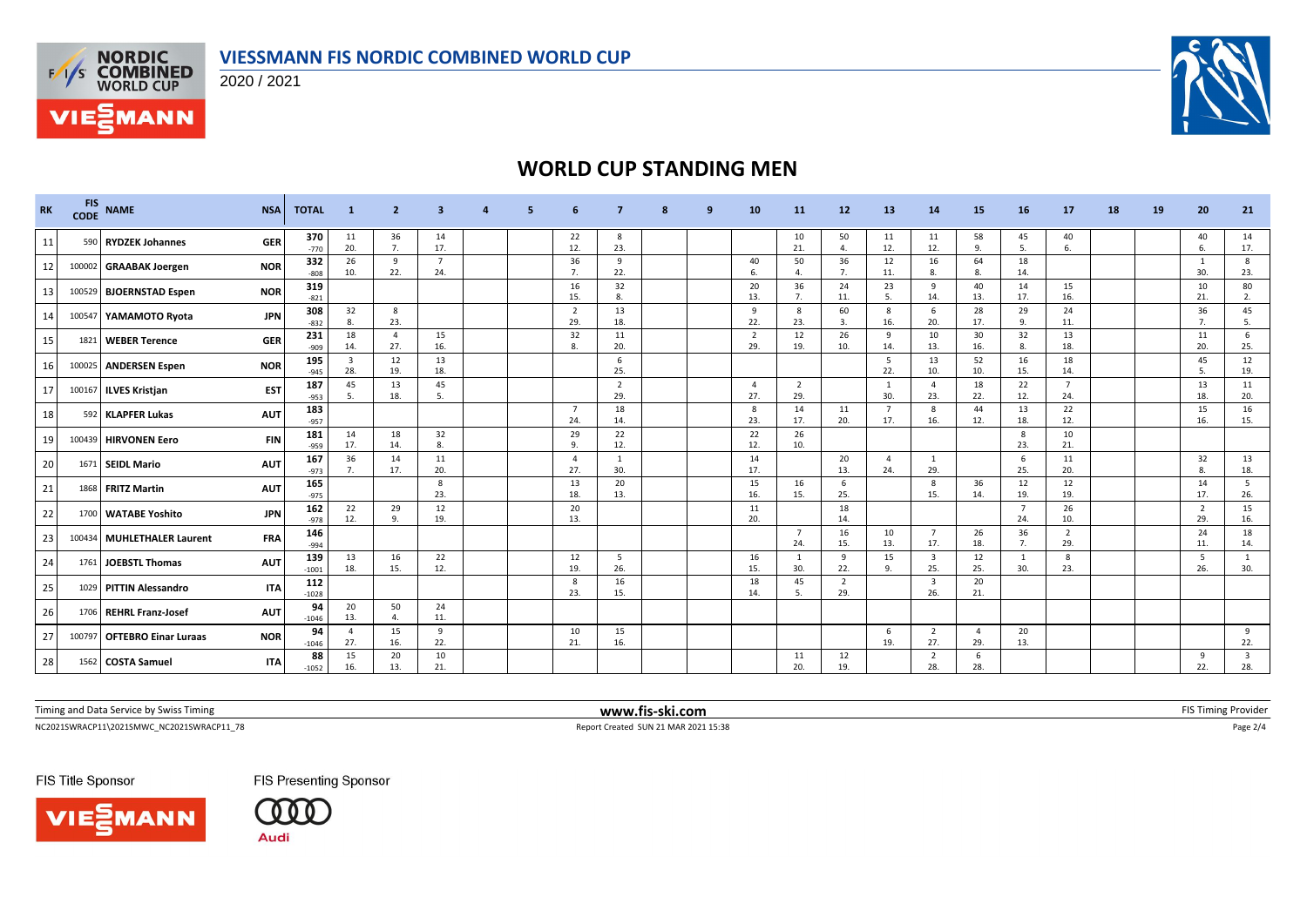# VIESSMANN FIS NORDIC COMBINED WORLD CUP

2020 / 2021

## WORLD CUP STANDING MEN

| RK | FIS CODE | NAME | NSA | TOTAL | 1 | 2 | 3 | 4 | 5 | 6 | 7 | 8 | 9 | 10 | 11 | 12 | 13 | 14 | 15 | 16 | 17 | 18 | 19 | 20 | 21 |
|---|---|---|---|---|---|---|---|---|---|---|---|---|---|---|---|---|---|---|---|---|---|---|---|---|---|
| 11 | 590 | RYDZEK Johannes | GER | 370 -770 | 11 20. | 36 7. | 14 17. | | | 22 12. | 8 23. | | | | 10 21. | 50 4. | 11 12. | 11 12. | 58 9. | 45 5. | 40 6. | | | 40 6. | 14 17. |
| 12 | 100002 | GRAABAK Joergen | NOR | 332 -808 | 26 10. | 9 22. | 7 24. | | | 36 7. | 9 22. | | | 40 6. | 50 4. | 36 7. | 12 11. | 16 8. | 64 8. | 18 14. | | | | 1 30. | 8 23. |
| 13 | 100529 | BJOERNSTAD Espen | NOR | 319 -821 | | | | | | 16 15. | 32 8. | | | 20 13. | 36 7. | 24 11. | 23 5. | 9 14. | 40 13. | 14 17. | 15 16. | | | 10 21. | 80 2. |
| 14 | 100547 | YAMAMOTO Ryota | JPN | 308 -832 | 32 8. | 8 23. | | | | 2 29. | 13 18. | | | 9 22. | 8 23. | 60 3. | 8 16. | 6 20. | 28 17. | 29 9. | 24 11. | | | 36 7. | 45 5. |
| 15 | 1821 | WEBER Terence | GER | 231 -909 | 18 14. | 4 27. | 15 16. | | | 32 8. | 11 20. | | | 2 29. | 12 19. | 26 10. | 9 14. | 10 13. | 30 16. | 32 8. | 13 18. | | | 11 20. | 6 25. |
| 16 | 100025 | ANDERSEN Espen | NOR | 195 -945 | 3 28. | 12 19. | 13 18. | | | | 6 25. | | | | | | 5 22. | 13 10. | 52 10. | 16 15. | 18 14. | | | 45 5. | 12 19. |
| 17 | 100167 | ILVES Kristjan | EST | 187 -953 | 45 5. | 13 18. | 45 5. | | | | 2 29. | | | 4 27. | 2 29. | | 1 30. | 4 23. | 18 22. | 22 12. | 7 24. | | | 13 18. | 11 20. |
| 18 | 592 | KLAPFER Lukas | AUT | 183 -957 | | | | | | 7 24. | 18 14. | | | 8 23. | 14 17. | 11 20. | 7 17. | 8 16. | 44 12. | 13 18. | 22 12. | | | 15 16. | 16 15. |
| 19 | 100439 | HIRVONEN Eero | FIN | 181 -959 | 14 17. | 18 14. | 32 8. | | | 29 9. | 22 12. | | | 22 12. | 26 10. | | | | | 8 23. | 10 21. | | | | |
| 20 | 1671 | SEIDL Mario | AUT | 167 -973 | 36 7. | 14 17. | 11 20. | | | 4 27. | 1 30. | | | 14 17. | | 20 13. | 4 24. | 1 29. | | 6 25. | 11 20. | | | 32 8. | 13 18. |
| 21 | 1868 | FRITZ Martin | AUT | 165 -975 | | | 8 23. | | | 13 18. | 20 13. | | | 15 16. | 16 15. | 6 25. | | 8 15. | 36 14. | 12 19. | 12 19. | | | 14 17. | 5 26. |
| 22 | 1700 | WATABE Yoshito | JPN | 162 -978 | 22 12. | 29 9. | 12 19. | | | 20 13. | | | | 11 20. | | 18 14. | | | | 7 24. | 26 10. | | | 2 29. | 15 16. |
| 23 | 100434 | MUHLETHALER Laurent | FRA | 146 -994 | | | | | | | | | | | 7 24. | 16 15. | 10 13. | 7 17. | 26 18. | 36 7. | 2 29. | | | 24 11. | 18 14. |
| 24 | 1761 | JOEBSTL Thomas | AUT | 139 -1001 | 13 18. | 16 15. | 22 12. | | | 12 19. | 5 26. | | | 16 15. | 1 30. | 9 22. | 15 9. | 3 25. | 12 25. | 1 30. | 8 23. | | | 5 26. | 1 30. |
| 25 | 1029 | PITTIN Alessandro | ITA | 112 -1028 | | | | | | 8 23. | 16 15. | | | 18 14. | 45 5. | 2 29. | | 3 26. | 20 21. | | | | | | |
| 26 | 1706 | REHRL Franz-Josef | AUT | 94 -1046 | 20 13. | 50 4. | 24 11. | | | | | | | | | | | | | | | | | | |
| 27 | 100797 | OFTEBRO Einar Luraas | NOR | 94 -1046 | 4 27. | 15 16. | 9 22. | | | 10 21. | 15 16. | | | | | | 6 19. | 2 27. | 4 29. | 20 13. | | | | | 9 22. |
| 28 | 1562 | COSTA Samuel | ITA | 88 -1052 | 15 16. | 20 13. | 10 21. | | | | | | | | 11 20. | 12 19. | | 2 28. | 6 28. | | | | | 9 22. | 3 28. |

Timing and Data Service by Swiss Timing

www.fis-ski.com

FIS Timing Provider

NC2021SWRACP11\2021SMWC_NC2021SWRACP11_78

Report Created SUN 21 MAR 2021 15:38

FIS Title Sponsor

FIS Presenting Sponsor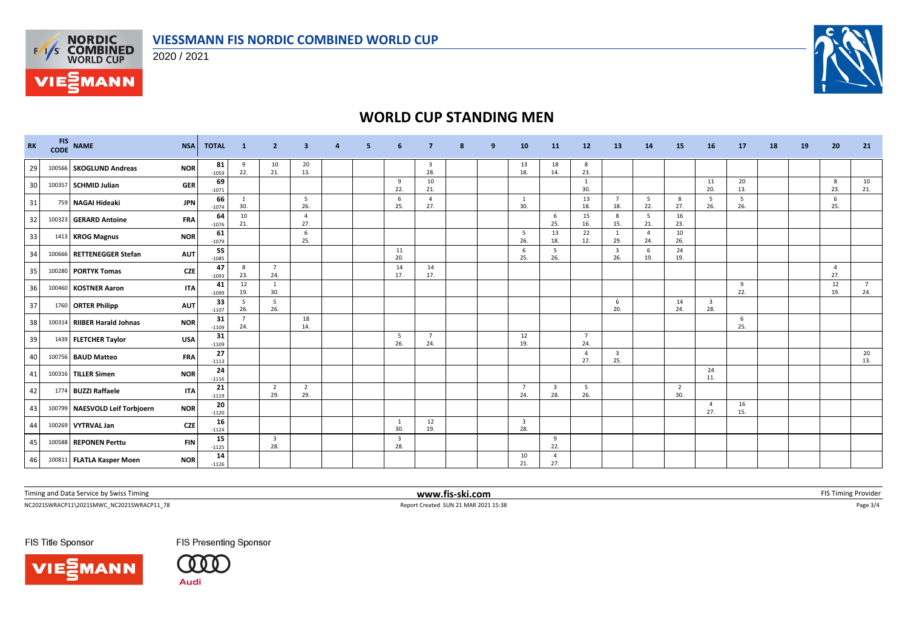# VIESSMANN FIS NORDIC COMBINED WORLD CUP

2020 / 2021

## WORLD CUP STANDING MEN

| RK | FIS CODE | NAME | NSA | TOTAL | 1 | 2 | 3 | 4 | 5 | 6 | 7 | 8 | 9 | 10 | 11 | 12 | 13 | 14 | 15 | 16 | 17 | 18 | 19 | 20 | 21 |
|---|---|---|---|---|---|---|---|---|---|---|---|---|---|---|---|---|---|---|---|---|---|---|---|---|---|
| 29 | 100566 | SKOGLUND Andreas | NOR | 81 -1059 | 9 22. | 10 21. | 20 13. | | | | 3 28. | | | 13 18. | 18 14. | 8 23. | | | | | | | | | |
| 30 | 100357 | SCHMID Julian | GER | 69 -1071 | | | | | | 9 22. | 10 21. | | | | | 1 30. | | | | 11 20. | 20 13. | | | 8 23. | 10 21. |
| 31 | 759 | NAGAI Hideaki | JPN | 66 -1074 | 1 30. | | 5 26. | | | 6 25. | 4 27. | | | 1 30. | | 13 18. | 7 18. | 5 22. | 8 27. | 5 26. | 5 26. | | | 6 25. | |
| 32 | 100323 | GERARD Antoine | FRA | 64 -1076 | 10 21. | | 4 27. | | | | | | | | 6 25. | 15 16. | 8 15. | 5 21. | 16 23. | | | | | | |
| 33 | 1413 | KROG Magnus | NOR | 61 -1079 | | | 6 25. | | | | | | | 5 26. | 13 18. | 22 12. | 1 29. | 4 24. | 10 26. | | | | | | |
| 34 | 100666 | RETTENEGGER Stefan | AUT | 55 -1085 | | | | | | 11 20. | | | | 6 25. | 5 26. | | 3 26. | 6 19. | 24 19. | | | | | | |
| 35 | 100280 | PORTYK Tomas | CZE | 47 -1093 | 8 23. | 7 24. | | | | 14 17. | 14 17. | | | | | | | | | | | | | 4 27. | |
| 36 | 100460 | KOSTNER Aaron | ITA | 41 -1099 | 12 19. | 1 30. | | | | | | | | | | | | | | | 9 22. | | | 12 19. | 7 24. |
| 37 | 1760 | ORTER Philipp | AUT | 33 -1107 | 5 26. | 5 26. | | | | | | | | | | | 6 20. | | 14 24. | 3 28. | | | | | |
| 38 | 100314 | RIIBER Harald Johnas | NOR | 31 -1109 | 7 24. | | 18 14. | | | | | | | | | | | | | | 6 25. | | | | |
| 39 | 1439 | FLETCHER Taylor | USA | 31 -1109 | | | | | | 5 26. | 7 24. | | | 12 19. | | 7 24. | | | | | | | | | |
| 40 | 100756 | BAUD Matteo | FRA | 27 -1113 | | | | | | | | | | | | 4 27. | 3 25. | | | | | | | | 20 13. |
| 41 | 100316 | TILLER Simen | NOR | 24 -1116 | | | | | | | | | | | | | | | | 24 11. | | | | | |
| 42 | 1774 | BUZZI Raffaele | ITA | 21 -1119 | | 2 29. | 2 29. | | | | | | | 7 24. | 3 28. | 5 26. | | | 2 30. | | | | | | |
| 43 | 100799 | NAESVOLD Leif Torbjoern | NOR | 20 -1120 | | | | | | | | | | | | | | | | 4 27. | 16 15. | | | | |
| 44 | 100269 | VYTRVAL Jan | CZE | 16 -1124 | | | | | | 1 30. | 12 19. | | | 3 28. | | | | | | | | | | | |
| 45 | 100588 | REPONEN Perttu | FIN | 15 -1125 | | 3 28. | | | | 3 28. | | | | | 9 22. | | | | | | | | | | |
| 46 | 100811 | FLATLA Kasper Moen | NOR | 14 -1126 | | | | | | | | | | 10 21. | 4 27. | | | | | | | | | | |

Timing and Data Service by Swiss Timing | www.fis-ski.com | FIS Timing Provider

NC2021SWRACP11\2021SMWC_NC2021SWRACP11_78 | Report Created SUN 21 MAR 2021 15:38

FIS Title Sponsor | FIS Presenting Sponsor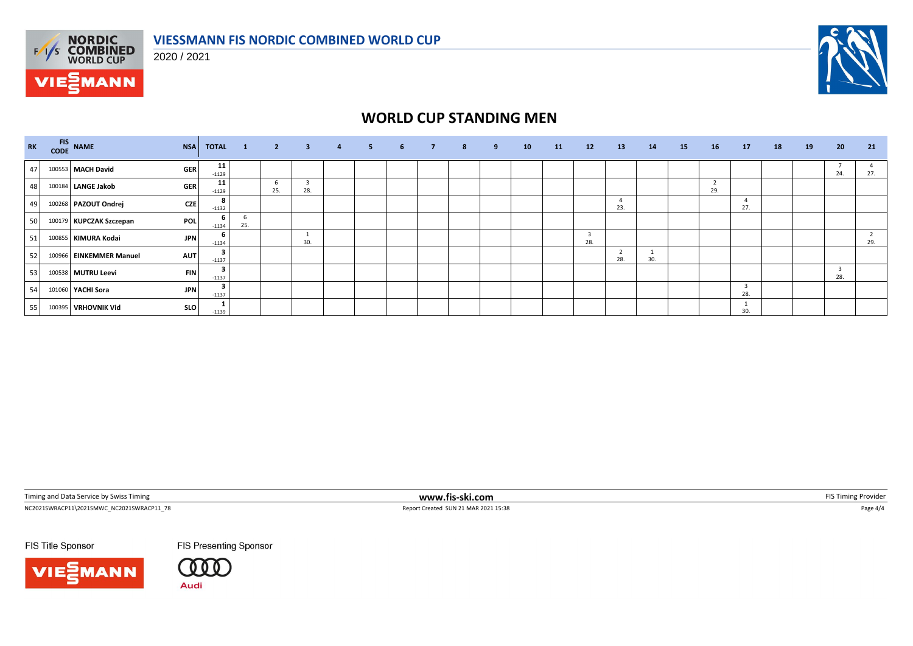# WORLD CUP STANDING MEN

| RK | FIS CODE | NAME | NSA | TOTAL | 1 | 2 | 3 | 4 | 5 | 6 | 7 | 8 | 9 | 10 | 11 | 12 | 13 | 14 | 15 | 16 | 17 | 18 | 19 | 20 | 21 |
|---|---|---|---|---|---|---|---|---|---|---|---|---|---|---|---|---|---|---|---|---|---|---|---|---|---|
| 47 | 100553 | **MACH David** | GER | 11 -1129 | | | | | | | | | | | | | | | | | | | | 7 24. | 4 27. |
| 48 | 100184 | **LANGE Jakob** | GER | 11 -1129 | | 6 25. | 3 28. | | | | | | | | | | | | | 2 29. | | | | | |
| 49 | 100268 | **PAZOUT Ondrej** | CZE | 8 -1132 | | | | | | | | | | | | | 4 23. | | | | 4 27. | | | | |
| 50 | 100179 | **KUPCZAK Szczepan** | POL | 6 -1134 | 6 25. | | | | | | | | | | | | | | | | | | | | |
| 51 | 100855 | **KIMURA Kodai** | JPN | 6 -1134 | | | 1 30. | | | | | | | | | 3 28. | | | | | | | | | 2 29. |
| 52 | 100966 | **EINKEMMER Manuel** | AUT | 3 -1137 | | | | | | | | | | | | | 2 28. | 1 30. | | | | | | | |
| 53 | 100538 | **MUTRU Leevi** | FIN | 3 -1137 | | | | | | | | | | | | | | | | | | | | 3 28. | |
| 54 | 101060 | **YACHI Sora** | JPN | 3 -1137 | | | | | | | | | | | | | | | | | 3 28. | | | | |
| 55 | 100395 | **VRHOVNIK Vid** | SLO | 1 -1139 | | | | | | | | | | | | | | | | | 1 30. | | | | |

Timing and Data Service by Swiss Timing | www.fis-ski.com | FIS Timing Provider

NC2021SWRACP11\2021SMWC_NC2021SWRACP11_78 | Report Created SUN 21 MAR 2021 15:38

FIS Title Sponsor: VIESSMANN

FIS Presenting Sponsor: Audi